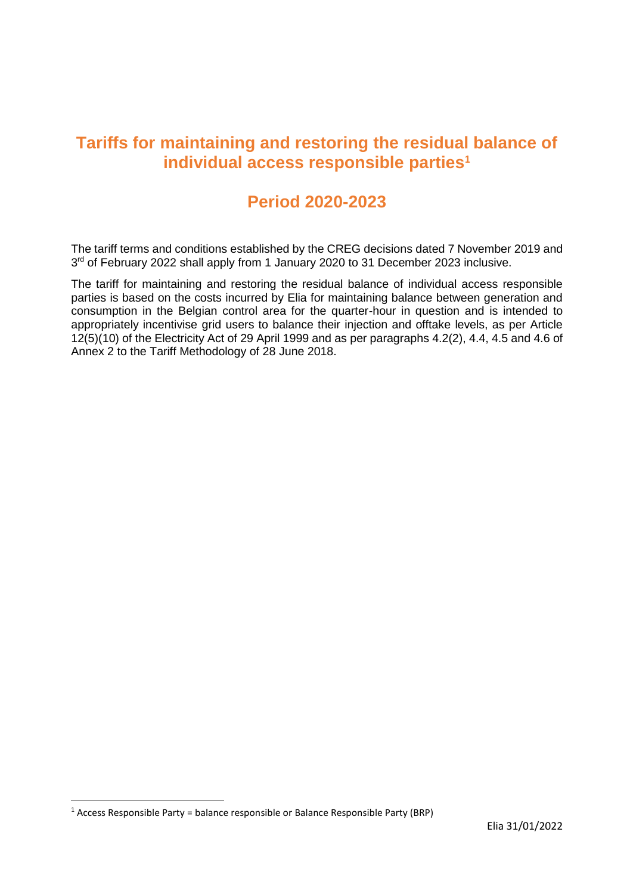# Tariffs for maintaining and restoring the residual balance of individual access responsible parties[1]

## Period 2020-2023

The tariff terms and conditions established by the CREG decisions dated 7 November 2019 and 3rd of February 2022 shall apply from 1 January 2020 to 31 December 2023 inclusive.

The tariff for maintaining and restoring the residual balance of individual access responsible parties is based on the costs incurred by Elia for maintaining balance between generation and consumption in the Belgian control area for the quarter-hour in question and is intended to appropriately incentivise grid users to balance their injection and offtake levels, as per Article 12(5)(10) of the Electricity Act of 29 April 1999 and as per paragraphs 4.2(2), 4.4, 4.5 and 4.6 of Annex 2 to the Tariff Methodology of 28 June 2018.

[1] Access Responsible Party = balance responsible or Balance Responsible Party (BRP)

Elia 31/01/2022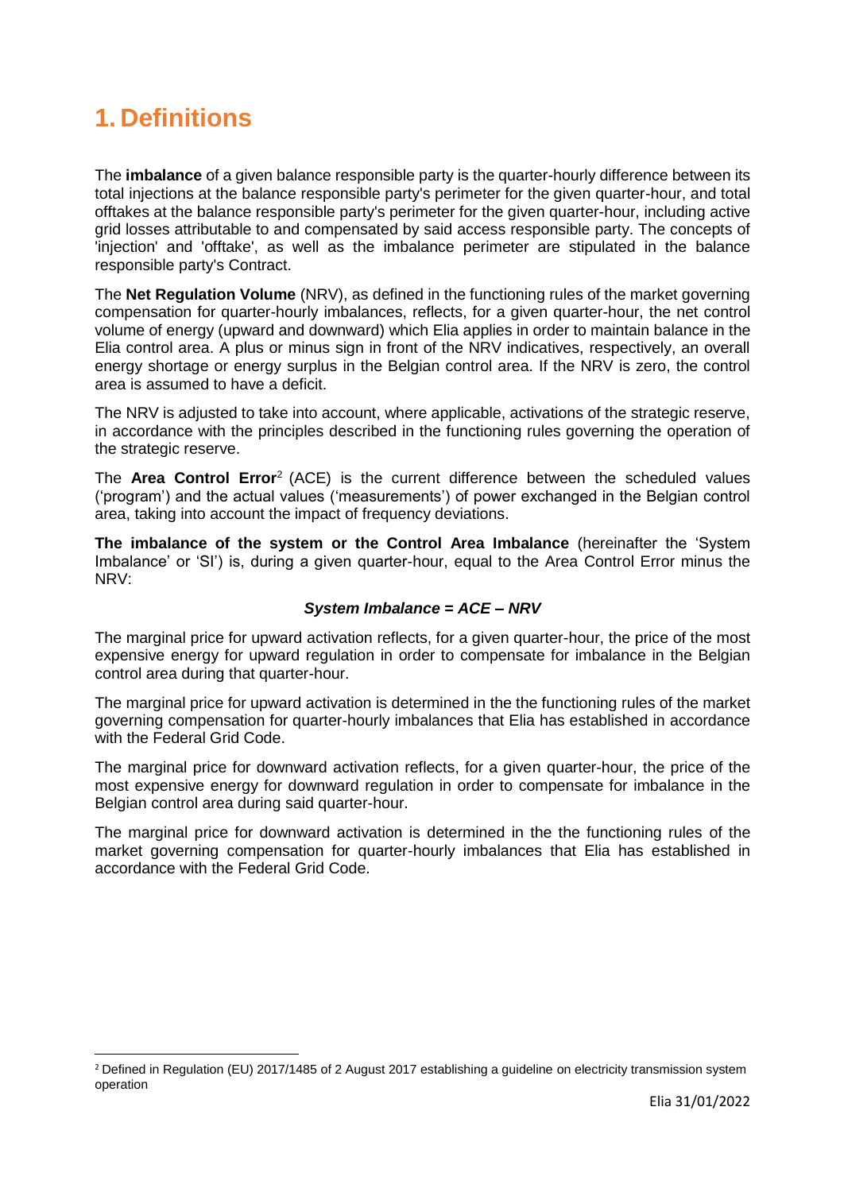# 1. Definitions

The **imbalance** of a given balance responsible party is the quarter-hourly difference between its total injections at the balance responsible party's perimeter for the given quarter-hour, and total offtakes at the balance responsible party's perimeter for the given quarter-hour, including active grid losses attributable to and compensated by said access responsible party. The concepts of 'injection' and 'offtake', as well as the imbalance perimeter are stipulated in the balance responsible party's Contract.

The **Net Regulation Volume** (NRV), as defined in the functioning rules of the market governing compensation for quarter-hourly imbalances, reflects, for a given quarter-hour, the net control volume of energy (upward and downward) which Elia applies in order to maintain balance in the Elia control area. A plus or minus sign in front of the NRV indicatives, respectively, an overall energy shortage or energy surplus in the Belgian control area. If the NRV is zero, the control area is assumed to have a deficit.

The NRV is adjusted to take into account, where applicable, activations of the strategic reserve, in accordance with the principles described in the functioning rules governing the operation of the strategic reserve.

The **Area Control Error**[2] (ACE) is the current difference between the scheduled values ('program') and the actual values ('measurements') of power exchanged in the Belgian control area, taking into account the impact of frequency deviations.

**The imbalance of the system or the Control Area Imbalance** (hereinafter the 'System Imbalance' or 'SI') is, during a given quarter-hour, equal to the Area Control Error minus the NRV:

***System Imbalance = ACE – NRV***

The marginal price for upward activation reflects, for a given quarter-hour, the price of the most expensive energy for upward regulation in order to compensate for imbalance in the Belgian control area during that quarter-hour.

The marginal price for upward activation is determined in the the functioning rules of the market governing compensation for quarter-hourly imbalances that Elia has established in accordance with the Federal Grid Code.

The marginal price for downward activation reflects, for a given quarter-hour, the price of the most expensive energy for downward regulation in order to compensate for imbalance in the Belgian control area during said quarter-hour.

The marginal price for downward activation is determined in the the functioning rules of the market governing compensation for quarter-hourly imbalances that Elia has established in accordance with the Federal Grid Code.

[2] Defined in Regulation (EU) 2017/1485 of 2 August 2017 establishing a guideline on electricity transmission system operation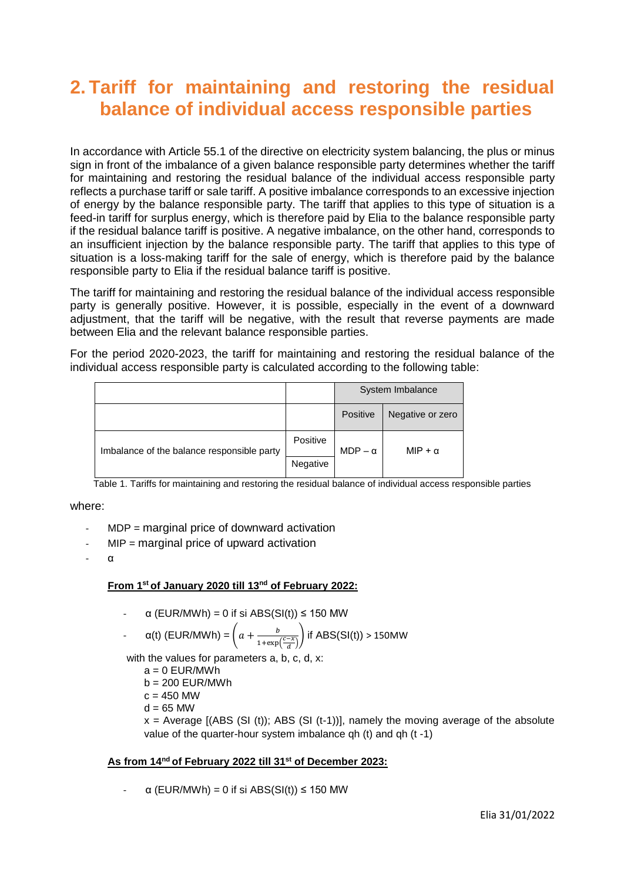# 2. Tariff for maintaining and restoring the residual balance of individual access responsible parties

In accordance with Article 55.1 of the directive on electricity system balancing, the plus or minus sign in front of the imbalance of a given balance responsible party determines whether the tariff for maintaining and restoring the residual balance of the individual access responsible party reflects a purchase tariff or sale tariff. A positive imbalance corresponds to an excessive injection of energy by the balance responsible party. The tariff that applies to this type of situation is a feed-in tariff for surplus energy, which is therefore paid by Elia to the balance responsible party if the residual balance tariff is positive. A negative imbalance, on the other hand, corresponds to an insufficient injection by the balance responsible party. The tariff that applies to this type of situation is a loss-making tariff for the sale of energy, which is therefore paid by the balance responsible party to Elia if the residual balance tariff is positive.

The tariff for maintaining and restoring the residual balance of the individual access responsible party is generally positive. However, it is possible, especially in the event of a downward adjustment, that the tariff will be negative, with the result that reverse payments are made between Elia and the relevant balance responsible parties.

For the period 2020-2023, the tariff for maintaining and restoring the residual balance of the individual access responsible party is calculated according to the following table:

| | | System Imbalance | |
|---|---|---|---|
| | | Positive | Negative or zero |
| Imbalance of the balance responsible party | Positive | MDP – α | MIP + α |
| | Negative | | |

Table 1. Tariffs for maintaining and restoring the residual balance of individual access responsible parties

where:

- MDP = marginal price of downward activation
- MIP = marginal price of upward activation
- α

**From 1[st] of January 2020 till 13[nd] of February 2022:**

- α (EUR/MWh) = 0 if si ABS(SI(t)) ≤ 150 MW
- α(t) (EUR/MWh) = $\left(a + \frac{b}{1+\exp\left(\frac{c-x}{d}\right)}\right)$ if ABS(SI(t)) > 150MW

with the values for parameters a, b, c, d, x:

a = 0 EUR/MWh
b = 200 EUR/MWh
c = 450 MW
d = 65 MW
x = Average [(ABS (SI (t)); ABS (SI (t-1))], namely the moving average of the absolute value of the quarter-hour system imbalance qh (t) and qh (t -1)

**As from 14[nd] of February 2022 till 31[st] of December 2023:**

- α (EUR/MWh) = 0 if si ABS(SI(t)) ≤ 150 MW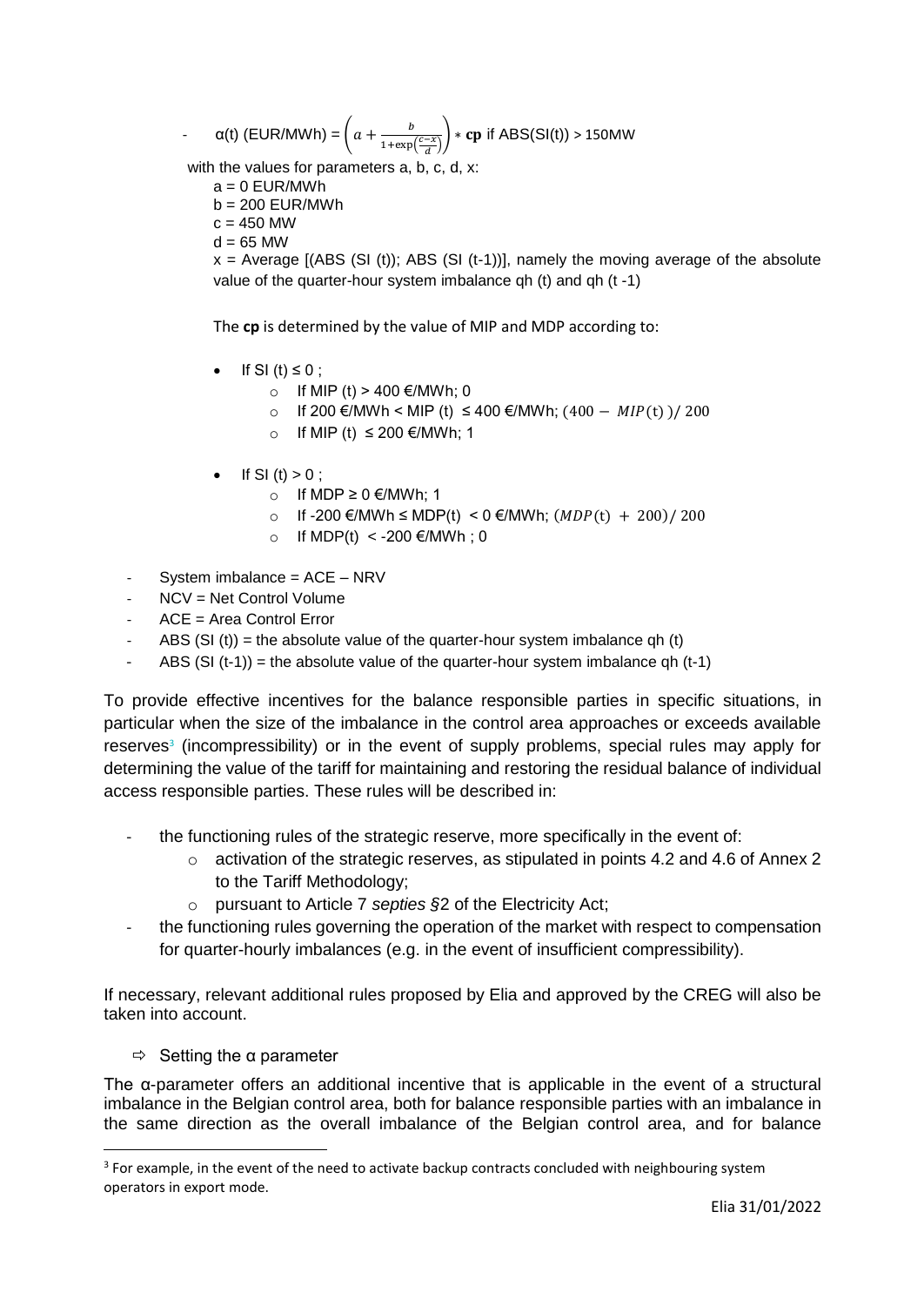- $\alpha(t)$ (EUR/MWh) = $\left(a + \frac{b}{1+\exp\left(\frac{c-x}{d}\right)}\right) * \mathbf{cp}$ if ABS(SI(t)) > 150MW

with the values for parameters a, b, c, d, x:

a = 0 EUR/MWh
b = 200 EUR/MWh
c = 450 MW
d = 65 MW
x = Average [(ABS (SI (t)); ABS (SI (t-1))], namely the moving average of the absolute value of the quarter-hour system imbalance qh (t) and qh (t -1)

The **cp** is determined by the value of MIP and MDP according to:

- If SI (t) ≤ 0 ;
  - If MIP (t) > 400 €/MWh; 0
  - If 200 €/MWh < MIP (t) ≤ 400 €/MWh; $(400 - MIP(t))/200$
  - If MIP (t) ≤ 200 €/MWh; 1
- If SI (t) > 0 ;
  - If MDP ≥ 0 €/MWh; 1
  - If -200 €/MWh ≤ MDP(t) < 0 €/MWh; $(MDP(t) + 200)/200$
  - If MDP(t) < -200 €/MWh ; 0

- System imbalance = ACE – NRV
- NCV = Net Control Volume
- ACE = Area Control Error
- ABS (SI (t)) = the absolute value of the quarter-hour system imbalance qh (t)
- ABS (SI (t-1)) = the absolute value of the quarter-hour system imbalance qh (t-1)

To provide effective incentives for the balance responsible parties in specific situations, in particular when the size of the imbalance in the control area approaches or exceeds available reserves[3] (incompressibility) or in the event of supply problems, special rules may apply for determining the value of the tariff for maintaining and restoring the residual balance of individual access responsible parties. These rules will be described in:

- the functioning rules of the strategic reserve, more specifically in the event of:
  - activation of the strategic reserves, as stipulated in points 4.2 and 4.6 of Annex 2 to the Tariff Methodology;
  - pursuant to Article 7 *septies* §2 of the Electricity Act;
- the functioning rules governing the operation of the market with respect to compensation for quarter-hourly imbalances (e.g. in the event of insufficient compressibility).

If necessary, relevant additional rules proposed by Elia and approved by the CREG will also be taken into account.

⇨ Setting the α parameter

The α-parameter offers an additional incentive that is applicable in the event of a structural imbalance in the Belgian control area, both for balance responsible parties with an imbalance in the same direction as the overall imbalance of the Belgian control area, and for balance

[3] For example, in the event of the need to activate backup contracts concluded with neighbouring system operators in export mode.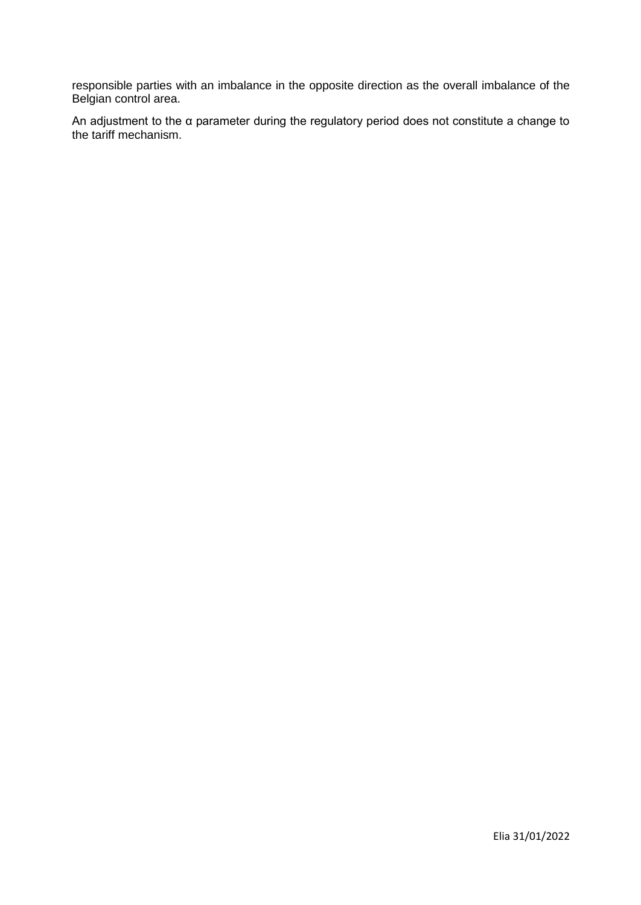responsible parties with an imbalance in the opposite direction as the overall imbalance of the Belgian control area.

An adjustment to the α parameter during the regulatory period does not constitute a change to the tariff mechanism.